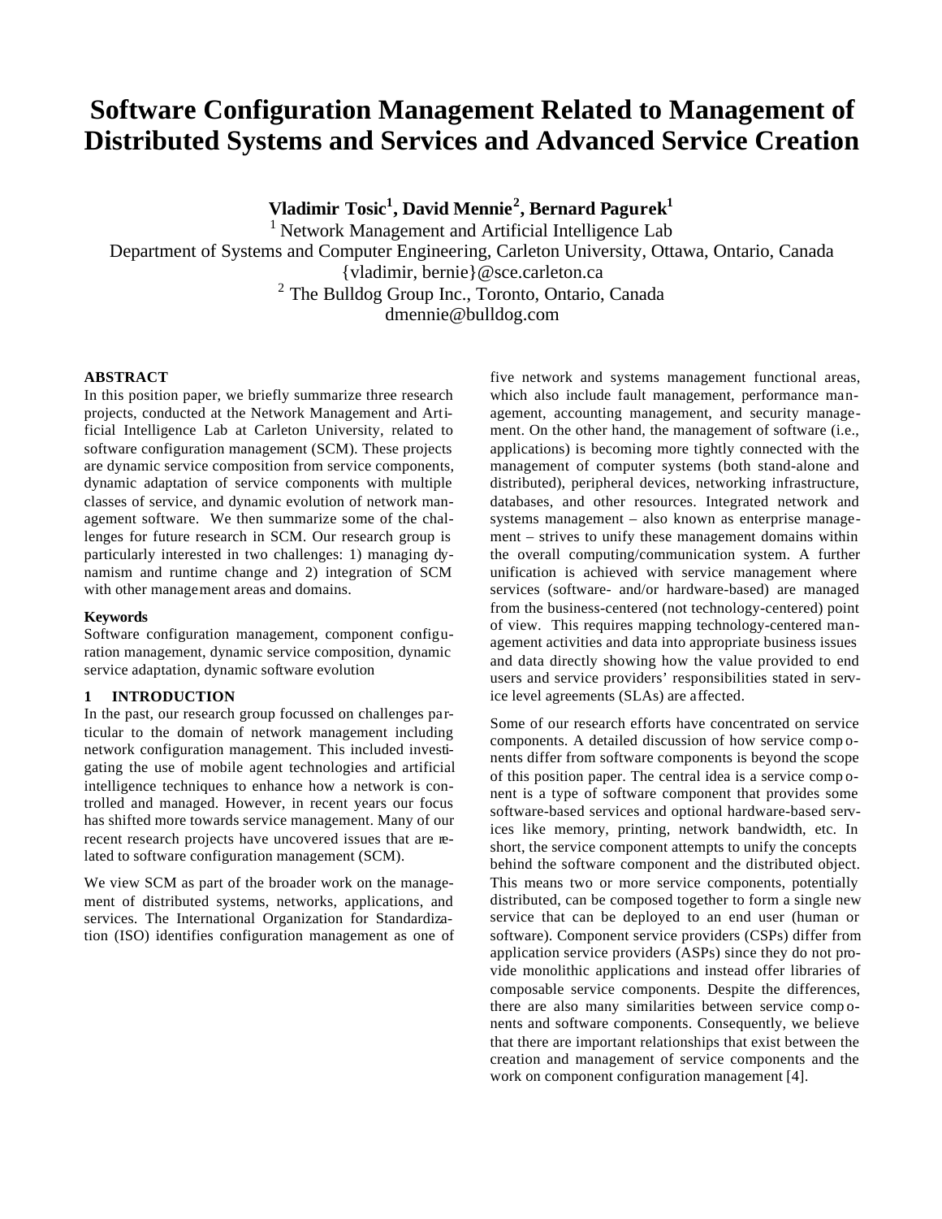# Software Configuration Management Related to Management of Distributed Systems and Services and Advanced Service Creation

**Vladimir Tosic[1], David Mennie[2], Bernard Pagurek[1]**

[1] Network Management and Artificial Intelligence Lab
Department of Systems and Computer Engineering, Carleton University, Ottawa, Ontario, Canada
{vladimir, bernie}@sce.carleton.ca
[2] The Bulldog Group Inc., Toronto, Ontario, Canada
dmennie@bulldog.com

**ABSTRACT**

In this position paper, we briefly summarize three research projects, conducted at the Network Management and Artificial Intelligence Lab at Carleton University, related to software configuration management (SCM). These projects are dynamic service composition from service components, dynamic adaptation of service components with multiple classes of service, and dynamic evolution of network management software. We then summarize some of the challenges for future research in SCM. Our research group is particularly interested in two challenges: 1) managing dynamism and runtime change and 2) integration of SCM with other management areas and domains.

**Keywords**

Software configuration management, component configuration management, dynamic service composition, dynamic service adaptation, dynamic software evolution

## 1 INTRODUCTION

In the past, our research group focussed on challenges particular to the domain of network management including network configuration management. This included investigating the use of mobile agent technologies and artificial intelligence techniques to enhance how a network is controlled and managed. However, in recent years our focus has shifted more towards service management. Many of our recent research projects have uncovered issues that are related to software configuration management (SCM).

We view SCM as part of the broader work on the management of distributed systems, networks, applications, and services. The International Organization for Standardization (ISO) identifies configuration management as one of five network and systems management functional areas, which also include fault management, performance management, accounting management, and security management. On the other hand, the management of software (i.e., applications) is becoming more tightly connected with the management of computer systems (both stand-alone and distributed), peripheral devices, networking infrastructure, databases, and other resources. Integrated network and systems management – also known as enterprise management – strives to unify these management domains within the overall computing/communication system. A further unification is achieved with service management where services (software- and/or hardware-based) are managed from the business-centered (not technology-centered) point of view. This requires mapping technology-centered management activities and data into appropriate business issues and data directly showing how the value provided to end users and service providers' responsibilities stated in service level agreements (SLAs) are affected.

Some of our research efforts have concentrated on service components. A detailed discussion of how service components differ from software components is beyond the scope of this position paper. The central idea is a service component is a type of software component that provides some software-based services and optional hardware-based services like memory, printing, network bandwidth, etc. In short, the service component attempts to unify the concepts behind the software component and the distributed object. This means two or more service components, potentially distributed, can be composed together to form a single new service that can be deployed to an end user (human or software). Component service providers (CSPs) differ from application service providers (ASPs) since they do not provide monolithic applications and instead offer libraries of composable service components. Despite the differences, there are also many similarities between service components and software components. Consequently, we believe that there are important relationships that exist between the creation and management of service components and the work on component configuration management [4].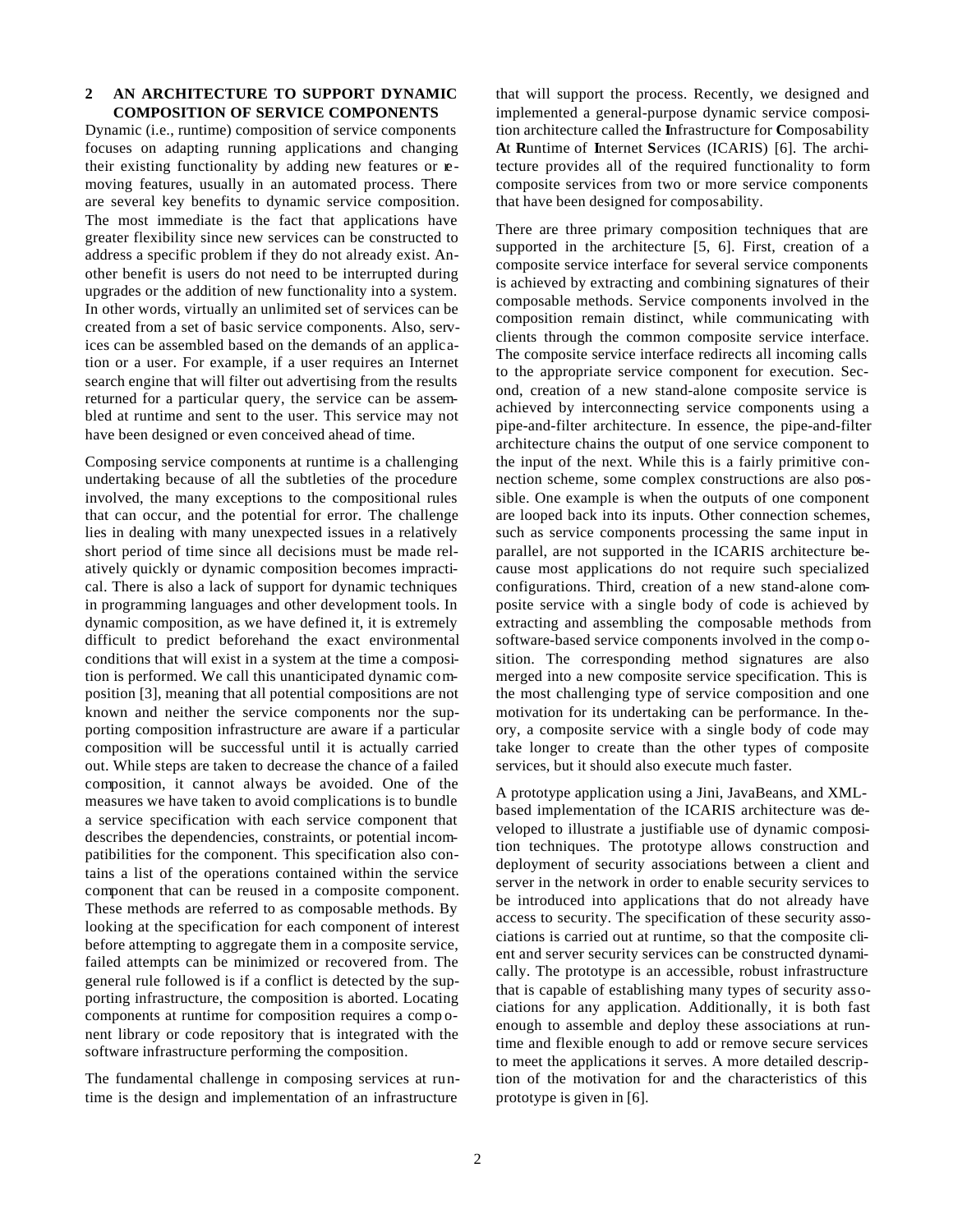## 2 AN ARCHITECTURE TO SUPPORT DYNAMIC COMPOSITION OF SERVICE COMPONENTS

Dynamic (i.e., runtime) composition of service components focuses on adapting running applications and changing their existing functionality by adding new features or removing features, usually in an automated process. There are several key benefits to dynamic service composition. The most immediate is the fact that applications have greater flexibility since new services can be constructed to address a specific problem if they do not already exist. Another benefit is users do not need to be interrupted during upgrades or the addition of new functionality into a system. In other words, virtually an unlimited set of services can be created from a set of basic service components. Also, services can be assembled based on the demands of an application or a user. For example, if a user requires an Internet search engine that will filter out advertising from the results returned for a particular query, the service can be assembled at runtime and sent to the user. This service may not have been designed or even conceived ahead of time.

Composing service components at runtime is a challenging undertaking because of all the subtleties of the procedure involved, the many exceptions to the compositional rules that can occur, and the potential for error. The challenge lies in dealing with many unexpected issues in a relatively short period of time since all decisions must be made relatively quickly or dynamic composition becomes impractical. There is also a lack of support for dynamic techniques in programming languages and other development tools. In dynamic composition, as we have defined it, it is extremely difficult to predict beforehand the exact environmental conditions that will exist in a system at the time a composition is performed. We call this unanticipated dynamic composition [3], meaning that all potential compositions are not known and neither the service components nor the supporting composition infrastructure are aware if a particular composition will be successful until it is actually carried out. While steps are taken to decrease the chance of a failed composition, it cannot always be avoided. One of the measures we have taken to avoid complications is to bundle a service specification with each service component that describes the dependencies, constraints, or potential incompatibilities for the component. This specification also contains a list of the operations contained within the service component that can be reused in a composite component. These methods are referred to as composable methods. By looking at the specification for each component of interest before attempting to aggregate them in a composite service, failed attempts can be minimized or recovered from. The general rule followed is if a conflict is detected by the supporting infrastructure, the composition is aborted. Locating components at runtime for composition requires a component library or code repository that is integrated with the software infrastructure performing the composition.

The fundamental challenge in composing services at runtime is the design and implementation of an infrastructure that will support the process. Recently, we designed and implemented a general-purpose dynamic service composition architecture called the **I**nfrastructure for **C**omposability **A**t **R**untime of **I**nternet **S**ervices (ICARIS) [6]. The architecture provides all of the required functionality to form composite services from two or more service components that have been designed for composability.

There are three primary composition techniques that are supported in the architecture [5, 6]. First, creation of a composite service interface for several service components is achieved by extracting and combining signatures of their composable methods. Service components involved in the composition remain distinct, while communicating with clients through the common composite service interface. The composite service interface redirects all incoming calls to the appropriate service component for execution. Second, creation of a new stand-alone composite service is achieved by interconnecting service components using a pipe-and-filter architecture. In essence, the pipe-and-filter architecture chains the output of one service component to the input of the next. While this is a fairly primitive connection scheme, some complex constructions are also possible. One example is when the outputs of one component are looped back into its inputs. Other connection schemes, such as service components processing the same input in parallel, are not supported in the ICARIS architecture because most applications do not require such specialized configurations. Third, creation of a new stand-alone composite service with a single body of code is achieved by extracting and assembling the composable methods from software-based service components involved in the composition. The corresponding method signatures are also merged into a new composite service specification. This is the most challenging type of service composition and one motivation for its undertaking can be performance. In theory, a composite service with a single body of code may take longer to create than the other types of composite services, but it should also execute much faster.

A prototype application using a Jini, JavaBeans, and XML-based implementation of the ICARIS architecture was developed to illustrate a justifiable use of dynamic composition techniques. The prototype allows construction and deployment of security associations between a client and server in the network in order to enable security services to be introduced into applications that do not already have access to security. The specification of these security associations is carried out at runtime, so that the composite client and server security services can be constructed dynamically. The prototype is an accessible, robust infrastructure that is capable of establishing many types of security associations for any application. Additionally, it is both fast enough to assemble and deploy these associations at runtime and flexible enough to add or remove secure services to meet the applications it serves. A more detailed description of the motivation for and the characteristics of this prototype is given in [6].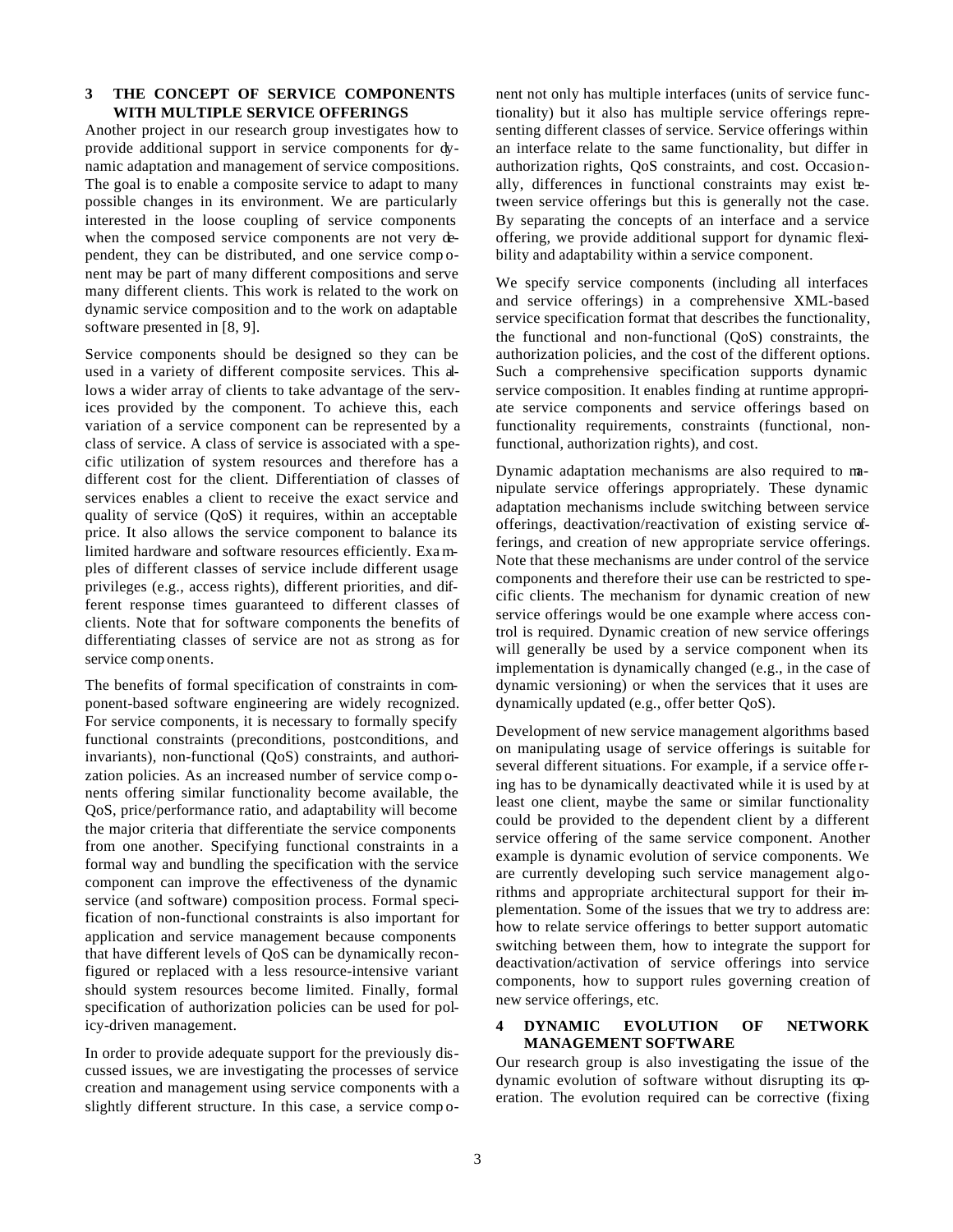## 3 THE CONCEPT OF SERVICE COMPONENTS WITH MULTIPLE SERVICE OFFERINGS

Another project in our research group investigates how to provide additional support in service components for dynamic adaptation and management of service compositions. The goal is to enable a composite service to adapt to many possible changes in its environment. We are particularly interested in the loose coupling of service components when the composed service components are not very dependent, they can be distributed, and one service component may be part of many different compositions and serve many different clients. This work is related to the work on dynamic service composition and to the work on adaptable software presented in [8, 9].

Service components should be designed so they can be used in a variety of different composite services. This allows a wider array of clients to take advantage of the services provided by the component. To achieve this, each variation of a service component can be represented by a class of service. A class of service is associated with a specific utilization of system resources and therefore has a different cost for the client. Differentiation of classes of services enables a client to receive the exact service and quality of service (QoS) it requires, within an acceptable price. It also allows the service component to balance its limited hardware and software resources efficiently. Examples of different classes of service include different usage privileges (e.g., access rights), different priorities, and different response times guaranteed to different classes of clients. Note that for software components the benefits of differentiating classes of service are not as strong as for service components.

The benefits of formal specification of constraints in component-based software engineering are widely recognized. For service components, it is necessary to formally specify functional constraints (preconditions, postconditions, and invariants), non-functional (QoS) constraints, and authorization policies. As an increased number of service components offering similar functionality become available, the QoS, price/performance ratio, and adaptability will become the major criteria that differentiate the service components from one another. Specifying functional constraints in a formal way and bundling the specification with the service component can improve the effectiveness of the dynamic service (and software) composition process. Formal specification of non-functional constraints is also important for application and service management because components that have different levels of QoS can be dynamically reconfigured or replaced with a less resource-intensive variant should system resources become limited. Finally, formal specification of authorization policies can be used for policy-driven management.

In order to provide adequate support for the previously discussed issues, we are investigating the processes of service creation and management using service components with a slightly different structure. In this case, a service component not only has multiple interfaces (units of service functionality) but it also has multiple service offerings representing different classes of service. Service offerings within an interface relate to the same functionality, but differ in authorization rights, QoS constraints, and cost. Occasionally, differences in functional constraints may exist between service offerings but this is generally not the case. By separating the concepts of an interface and a service offering, we provide additional support for dynamic flexibility and adaptability within a service component.

We specify service components (including all interfaces and service offerings) in a comprehensive XML-based service specification format that describes the functionality, the functional and non-functional (QoS) constraints, the authorization policies, and the cost of the different options. Such a comprehensive specification supports dynamic service composition. It enables finding at runtime appropriate service components and service offerings based on functionality requirements, constraints (functional, non-functional, authorization rights), and cost.

Dynamic adaptation mechanisms are also required to manipulate service offerings appropriately. These dynamic adaptation mechanisms include switching between service offerings, deactivation/reactivation of existing service offerings, and creation of new appropriate service offerings. Note that these mechanisms are under control of the service components and therefore their use can be restricted to specific clients. The mechanism for dynamic creation of new service offerings would be one example where access control is required. Dynamic creation of new service offerings will generally be used by a service component when its implementation is dynamically changed (e.g., in the case of dynamic versioning) or when the services that it uses are dynamically updated (e.g., offer better QoS).

Development of new service management algorithms based on manipulating usage of service offerings is suitable for several different situations. For example, if a service offering has to be dynamically deactivated while it is used by at least one client, maybe the same or similar functionality could be provided to the dependent client by a different service offering of the same service component. Another example is dynamic evolution of service components. We are currently developing such service management algorithms and appropriate architectural support for their implementation. Some of the issues that we try to address are: how to relate service offerings to better support automatic switching between them, how to integrate the support for deactivation/activation of service offerings into service components, how to support rules governing creation of new service offerings, etc.

## 4 DYNAMIC EVOLUTION OF NETWORK MANAGEMENT SOFTWARE

Our research group is also investigating the issue of the dynamic evolution of software without disrupting its operation. The evolution required can be corrective (fixing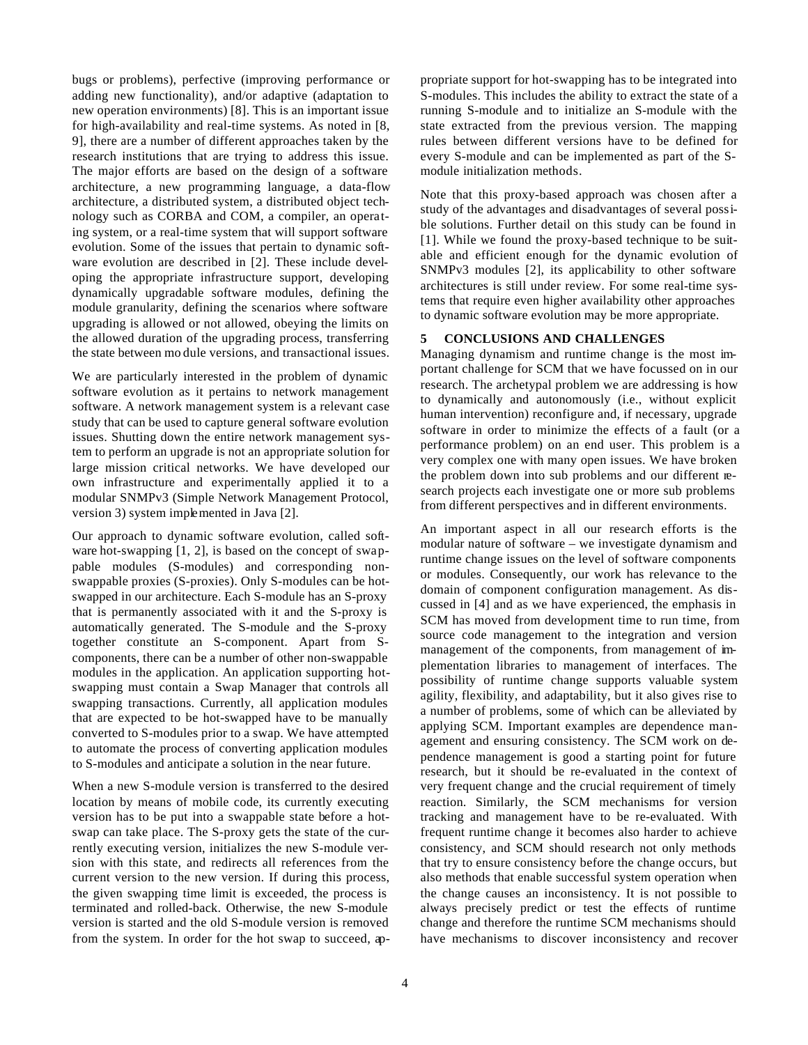bugs or problems), perfective (improving performance or adding new functionality), and/or adaptive (adaptation to new operation environments) [8]. This is an important issue for high-availability and real-time systems. As noted in [8, 9], there are a number of different approaches taken by the research institutions that are trying to address this issue. The major efforts are based on the design of a software architecture, a new programming language, a data-flow architecture, a distributed system, a distributed object technology such as CORBA and COM, a compiler, an operating system, or a real-time system that will support software evolution. Some of the issues that pertain to dynamic software evolution are described in [2]. These include developing the appropriate infrastructure support, developing dynamically upgradable software modules, defining the module granularity, defining the scenarios where software upgrading is allowed or not allowed, obeying the limits on the allowed duration of the upgrading process, transferring the state between module versions, and transactional issues.

We are particularly interested in the problem of dynamic software evolution as it pertains to network management software. A network management system is a relevant case study that can be used to capture general software evolution issues. Shutting down the entire network management system to perform an upgrade is not an appropriate solution for large mission critical networks. We have developed our own infrastructure and experimentally applied it to a modular SNMPv3 (Simple Network Management Protocol, version 3) system implemented in Java [2].

Our approach to dynamic software evolution, called software hot-swapping [1, 2], is based on the concept of swappable modules (S-modules) and corresponding non-swappable proxies (S-proxies). Only S-modules can be hot-swapped in our architecture. Each S-module has an S-proxy that is permanently associated with it and the S-proxy is automatically generated. The S-module and the S-proxy together constitute an S-component. Apart from S-components, there can be a number of other non-swappable modules in the application. An application supporting hot-swapping must contain a Swap Manager that controls all swapping transactions. Currently, all application modules that are expected to be hot-swapped have to be manually converted to S-modules prior to a swap. We have attempted to automate the process of converting application modules to S-modules and anticipate a solution in the near future.

When a new S-module version is transferred to the desired location by means of mobile code, its currently executing version has to be put into a swappable state before a hot-swap can take place. The S-proxy gets the state of the currently executing version, initializes the new S-module version with this state, and redirects all references from the current version to the new version. If during this process, the given swapping time limit is exceeded, the process is terminated and rolled-back. Otherwise, the new S-module version is started and the old S-module version is removed from the system. In order for the hot swap to succeed, appropriate support for hot-swapping has to be integrated into S-modules. This includes the ability to extract the state of a running S-module and to initialize an S-module with the state extracted from the previous version. The mapping rules between different versions have to be defined for every S-module and can be implemented as part of the S-module initialization methods.

Note that this proxy-based approach was chosen after a study of the advantages and disadvantages of several possible solutions. Further detail on this study can be found in [1]. While we found the proxy-based technique to be suitable and efficient enough for the dynamic evolution of SNMPv3 modules [2], its applicability to other software architectures is still under review. For some real-time systems that require even higher availability other approaches to dynamic software evolution may be more appropriate.

## 5 CONCLUSIONS AND CHALLENGES

Managing dynamism and runtime change is the most important challenge for SCM that we have focussed on in our research. The archetypal problem we are addressing is how to dynamically and autonomously (i.e., without explicit human intervention) reconfigure and, if necessary, upgrade software in order to minimize the effects of a fault (or a performance problem) on an end user. This problem is a very complex one with many open issues. We have broken the problem down into sub problems and our different research projects each investigate one or more sub problems from different perspectives and in different environments.

An important aspect in all our research efforts is the modular nature of software – we investigate dynamism and runtime change issues on the level of software components or modules. Consequently, our work has relevance to the domain of component configuration management. As discussed in [4] and as we have experienced, the emphasis in SCM has moved from development time to run time, from source code management to the integration and version management of the components, from management of implementation libraries to management of interfaces. The possibility of runtime change supports valuable system agility, flexibility, and adaptability, but it also gives rise to a number of problems, some of which can be alleviated by applying SCM. Important examples are dependence management and ensuring consistency. The SCM work on dependence management is good a starting point for future research, but it should be re-evaluated in the context of very frequent change and the crucial requirement of timely reaction. Similarly, the SCM mechanisms for version tracking and management have to be re-evaluated. With frequent runtime change it becomes also harder to achieve consistency, and SCM should research not only methods that try to ensure consistency before the change occurs, but also methods that enable successful system operation when the change causes an inconsistency. It is not possible to always precisely predict or test the effects of runtime change and therefore the runtime SCM mechanisms should have mechanisms to discover inconsistency and recover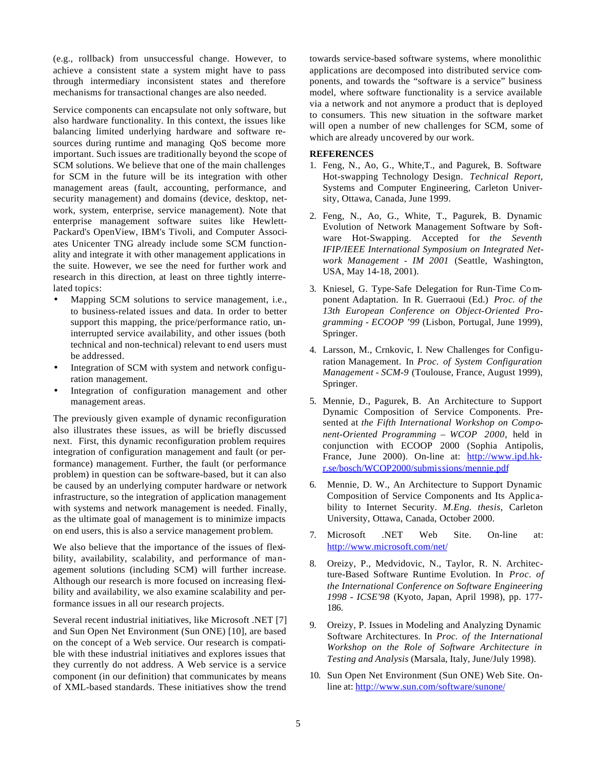(e.g., rollback) from unsuccessful change. However, to achieve a consistent state a system might have to pass through intermediary inconsistent states and therefore mechanisms for transactional changes are also needed.

Service components can encapsulate not only software, but also hardware functionality. In this context, the issues like balancing limited underlying hardware and software resources during runtime and managing QoS become more important. Such issues are traditionally beyond the scope of SCM solutions. We believe that one of the main challenges for SCM in the future will be its integration with other management areas (fault, accounting, performance, and security management) and domains (device, desktop, network, system, enterprise, service management). Note that enterprise management software suites like Hewlett-Packard's OpenView, IBM's Tivoli, and Computer Associates Unicenter TNG already include some SCM functionality and integrate it with other management applications in the suite. However, we see the need for further work and research in this direction, at least on three tightly interrelated topics:

- Mapping SCM solutions to service management, i.e., to business-related issues and data. In order to better support this mapping, the price/performance ratio, uninterrupted service availability, and other issues (both technical and non-technical) relevant to end users must be addressed.
- Integration of SCM with system and network configuration management.
- Integration of configuration management and other management areas.

The previously given example of dynamic reconfiguration also illustrates these issues, as will be briefly discussed next. First, this dynamic reconfiguration problem requires integration of configuration management and fault (or performance) management. Further, the fault (or performance problem) in question can be software-based, but it can also be caused by an underlying computer hardware or network infrastructure, so the integration of application management with systems and network management is needed. Finally, as the ultimate goal of management is to minimize impacts on end users, this is also a service management problem.

We also believe that the importance of the issues of flexibility, availability, scalability, and performance of management solutions (including SCM) will further increase. Although our research is more focused on increasing flexibility and availability, we also examine scalability and performance issues in all our research projects.

Several recent industrial initiatives, like Microsoft .NET [7] and Sun Open Net Environment (Sun ONE) [10], are based on the concept of a Web service. Our research is compatible with these industrial initiatives and explores issues that they currently do not address. A Web service is a service component (in our definition) that communicates by means of XML-based standards. These initiatives show the trend towards service-based software systems, where monolithic applications are decomposed into distributed service components, and towards the "software is a service" business model, where software functionality is a service available via a network and not anymore a product that is deployed to consumers. This new situation in the software market will open a number of new challenges for SCM, some of which are already uncovered by our work.

## REFERENCES

1. Feng, N., Ao, G., White,T., and Pagurek, B. Software Hot-swapping Technology Design. *Technical Report*, Systems and Computer Engineering, Carleton University, Ottawa, Canada, June 1999.

2. Feng, N., Ao, G., White, T., Pagurek, B. Dynamic Evolution of Network Management Software by Software Hot-Swapping. Accepted for *the Seventh IFIP/IEEE International Symposium on Integrated Network Management - IM 2001* (Seattle, Washington, USA, May 14-18, 2001).

3. Kniesel, G. Type-Safe Delegation for Run-Time Component Adaptation. In R. Guerraoui (Ed.) *Proc. of the 13th European Conference on Object-Oriented Programming - ECOOP '99* (Lisbon, Portugal, June 1999), Springer.

4. Larsson, M., Crnkovic, I. New Challenges for Configuration Management. In *Proc. of System Configuration Management - SCM-9* (Toulouse, France, August 1999), Springer.

5. Mennie, D., Pagurek, B. An Architecture to Support Dynamic Composition of Service Components. Presented at *the Fifth International Workshop on Component-Oriented Programming – WCOP 2000*, held in conjunction with ECOOP 2000 (Sophia Antipolis, France, June 2000). On-line at: http://www.ipd.hk-r.se/bosch/WCOP2000/submissions/mennie.pdf

6. Mennie, D. W., An Architecture to Support Dynamic Composition of Service Components and Its Applicability to Internet Security. *M.Eng. thesis*, Carleton University, Ottawa, Canada, October 2000.

7. Microsoft .NET Web Site. On-line at: http://www.microsoft.com/net/

8. Oreizy, P., Medvidovic, N., Taylor, R. N. Architecture-Based Software Runtime Evolution. In *Proc. of the International Conference on Software Engineering 1998 - ICSE'98* (Kyoto, Japan, April 1998), pp. 177-186.

9. Oreizy, P. Issues in Modeling and Analyzing Dynamic Software Architectures. In *Proc. of the International Workshop on the Role of Software Architecture in Testing and Analysis* (Marsala, Italy, June/July 1998).

10. Sun Open Net Environment (Sun ONE) Web Site. On-line at: http://www.sun.com/software/sunone/